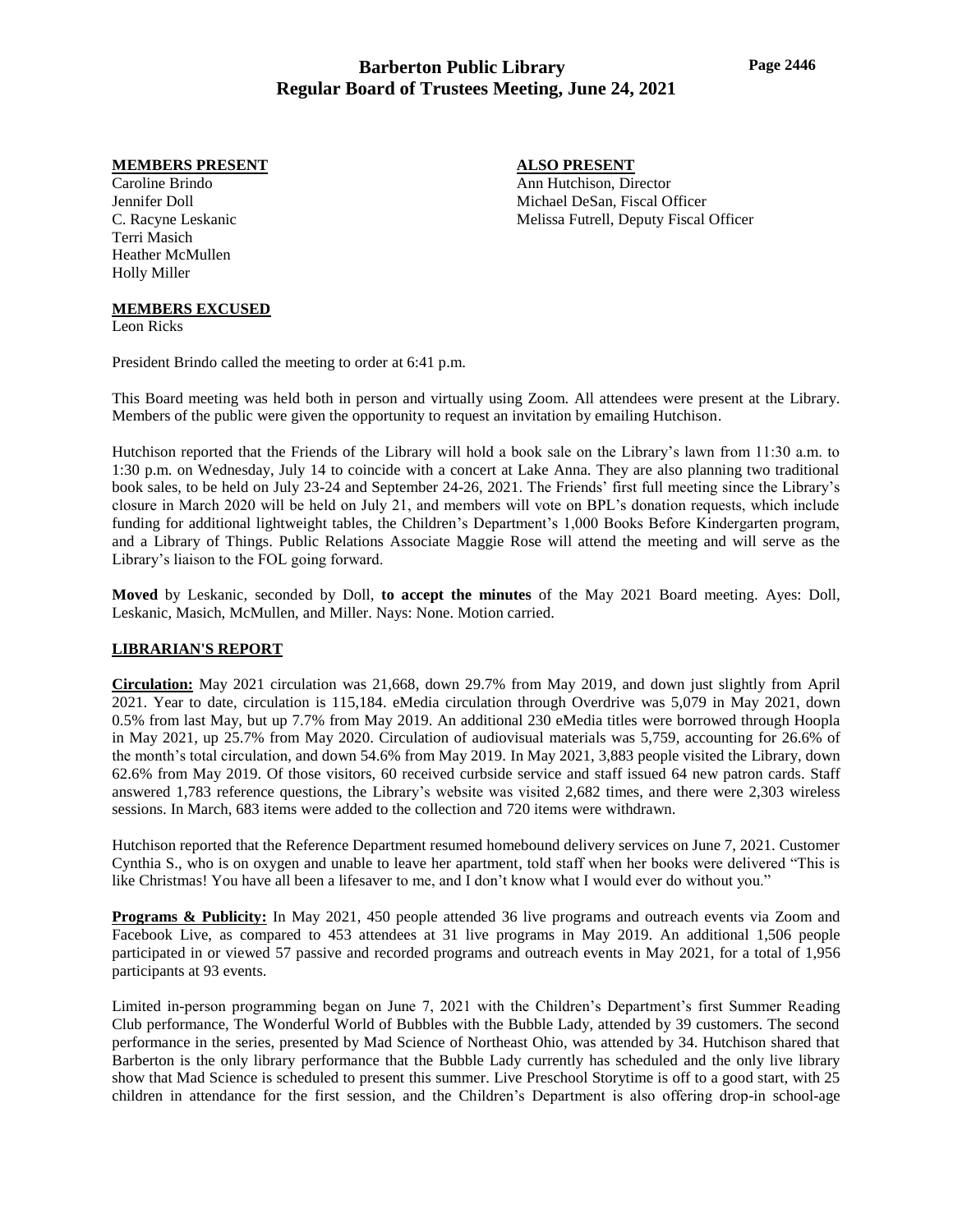# Barberton Public Library
## Regular Board of Trustees Meeting, June 24, 2021

**MEMBERS PRESENT**

Caroline Brindo
Jennifer Doll
C. Racyne Leskanic
Terri Masich
Heather McMullen
Holly Miller

**ALSO PRESENT**

Ann Hutchison, Director
Michael DeSan, Fiscal Officer
Melissa Futrell, Deputy Fiscal Officer

**MEMBERS EXCUSED**

Leon Ricks

President Brindo called the meeting to order at 6:41 p.m.

This Board meeting was held both in person and virtually using Zoom. All attendees were present at the Library. Members of the public were given the opportunity to request an invitation by emailing Hutchison.

Hutchison reported that the Friends of the Library will hold a book sale on the Library's lawn from 11:30 a.m. to 1:30 p.m. on Wednesday, July 14 to coincide with a concert at Lake Anna. They are also planning two traditional book sales, to be held on July 23-24 and September 24-26, 2021. The Friends' first full meeting since the Library's closure in March 2020 will be held on July 21, and members will vote on BPL's donation requests, which include funding for additional lightweight tables, the Children's Department's 1,000 Books Before Kindergarten program, and a Library of Things. Public Relations Associate Maggie Rose will attend the meeting and will serve as the Library's liaison to the FOL going forward.

**Moved** by Leskanic, seconded by Doll, **to accept the minutes** of the May 2021 Board meeting. Ayes: Doll, Leskanic, Masich, McMullen, and Miller. Nays: None. Motion carried.

**LIBRARIAN'S REPORT**

**Circulation:** May 2021 circulation was 21,668, down 29.7% from May 2019, and down just slightly from April 2021. Year to date, circulation is 115,184. eMedia circulation through Overdrive was 5,079 in May 2021, down 0.5% from last May, but up 7.7% from May 2019. An additional 230 eMedia titles were borrowed through Hoopla in May 2021, up 25.7% from May 2020. Circulation of audiovisual materials was 5,759, accounting for 26.6% of the month's total circulation, and down 54.6% from May 2019. In May 2021, 3,883 people visited the Library, down 62.6% from May 2019. Of those visitors, 60 received curbside service and staff issued 64 new patron cards. Staff answered 1,783 reference questions, the Library's website was visited 2,682 times, and there were 2,303 wireless sessions. In March, 683 items were added to the collection and 720 items were withdrawn.

Hutchison reported that the Reference Department resumed homebound delivery services on June 7, 2021. Customer Cynthia S., who is on oxygen and unable to leave her apartment, told staff when her books were delivered "This is like Christmas! You have all been a lifesaver to me, and I don't know what I would ever do without you."

**Programs & Publicity:** In May 2021, 450 people attended 36 live programs and outreach events via Zoom and Facebook Live, as compared to 453 attendees at 31 live programs in May 2019. An additional 1,506 people participated in or viewed 57 passive and recorded programs and outreach events in May 2021, for a total of 1,956 participants at 93 events.

Limited in-person programming began on June 7, 2021 with the Children's Department's first Summer Reading Club performance, The Wonderful World of Bubbles with the Bubble Lady, attended by 39 customers. The second performance in the series, presented by Mad Science of Northeast Ohio, was attended by 34. Hutchison shared that Barberton is the only library performance that the Bubble Lady currently has scheduled and the only live library show that Mad Science is scheduled to present this summer. Live Preschool Storytime is off to a good start, with 25 children in attendance for the first session, and the Children's Department is also offering drop-in school-age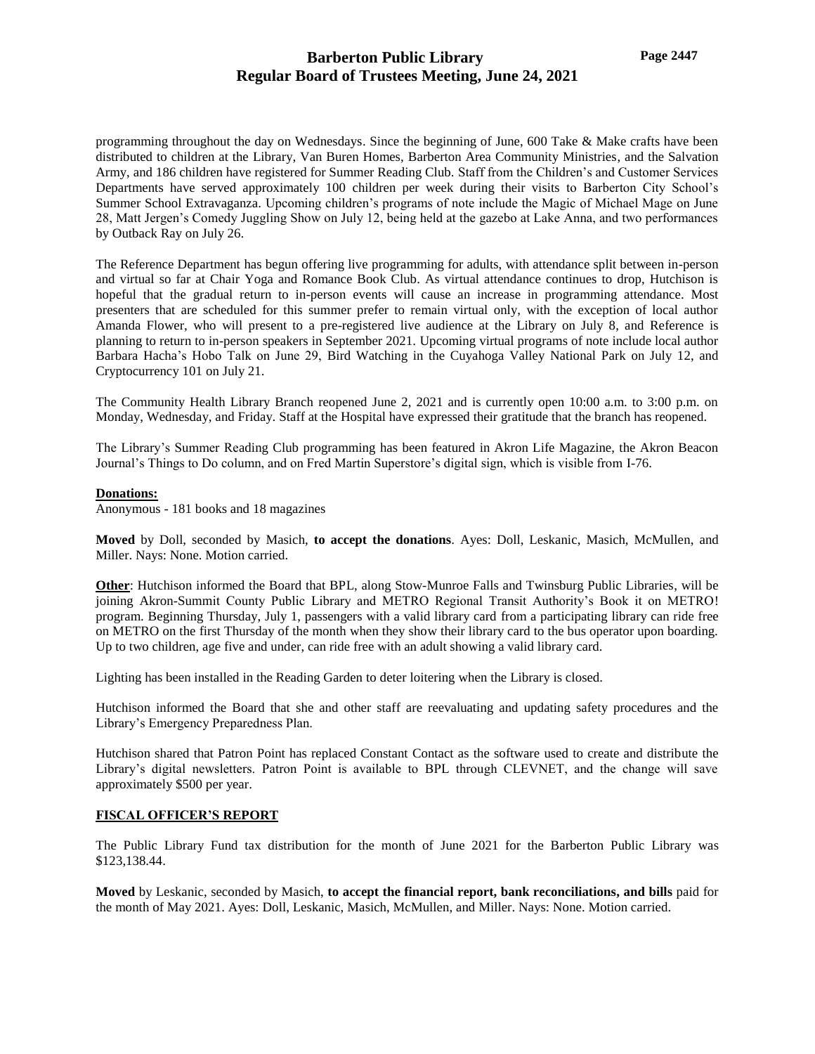programming throughout the day on Wednesdays. Since the beginning of June, 600 Take & Make crafts have been distributed to children at the Library, Van Buren Homes, Barberton Area Community Ministries, and the Salvation Army, and 186 children have registered for Summer Reading Club. Staff from the Children's and Customer Services Departments have served approximately 100 children per week during their visits to Barberton City School's Summer School Extravaganza. Upcoming children's programs of note include the Magic of Michael Mage on June 28, Matt Jergen's Comedy Juggling Show on July 12, being held at the gazebo at Lake Anna, and two performances by Outback Ray on July 26.

The Reference Department has begun offering live programming for adults, with attendance split between in-person and virtual so far at Chair Yoga and Romance Book Club. As virtual attendance continues to drop, Hutchison is hopeful that the gradual return to in-person events will cause an increase in programming attendance. Most presenters that are scheduled for this summer prefer to remain virtual only, with the exception of local author Amanda Flower, who will present to a pre-registered live audience at the Library on July 8, and Reference is planning to return to in-person speakers in September 2021. Upcoming virtual programs of note include local author Barbara Hacha's Hobo Talk on June 29, Bird Watching in the Cuyahoga Valley National Park on July 12, and Cryptocurrency 101 on July 21.

The Community Health Library Branch reopened June 2, 2021 and is currently open 10:00 a.m. to 3:00 p.m. on Monday, Wednesday, and Friday. Staff at the Hospital have expressed their gratitude that the branch has reopened.

The Library's Summer Reading Club programming has been featured in Akron Life Magazine, the Akron Beacon Journal's Things to Do column, and on Fred Martin Superstore's digital sign, which is visible from I-76.

**Donations:**
Anonymous - 181 books and 18 magazines

**Moved** by Doll, seconded by Masich, **to accept the donations**. Ayes: Doll, Leskanic, Masich, McMullen, and Miller. Nays: None. Motion carried.

**Other**: Hutchison informed the Board that BPL, along Stow-Munroe Falls and Twinsburg Public Libraries, will be joining Akron-Summit County Public Library and METRO Regional Transit Authority's Book it on METRO! program. Beginning Thursday, July 1, passengers with a valid library card from a participating library can ride free on METRO on the first Thursday of the month when they show their library card to the bus operator upon boarding. Up to two children, age five and under, can ride free with an adult showing a valid library card.

Lighting has been installed in the Reading Garden to deter loitering when the Library is closed.

Hutchison informed the Board that she and other staff are reevaluating and updating safety procedures and the Library's Emergency Preparedness Plan.

Hutchison shared that Patron Point has replaced Constant Contact as the software used to create and distribute the Library's digital newsletters. Patron Point is available to BPL through CLEVNET, and the change will save approximately $500 per year.

## FISCAL OFFICER'S REPORT

The Public Library Fund tax distribution for the month of June 2021 for the Barberton Public Library was $123,138.44.

**Moved** by Leskanic, seconded by Masich, **to accept the financial report, bank reconciliations, and bills** paid for the month of May 2021. Ayes: Doll, Leskanic, Masich, McMullen, and Miller. Nays: None. Motion carried.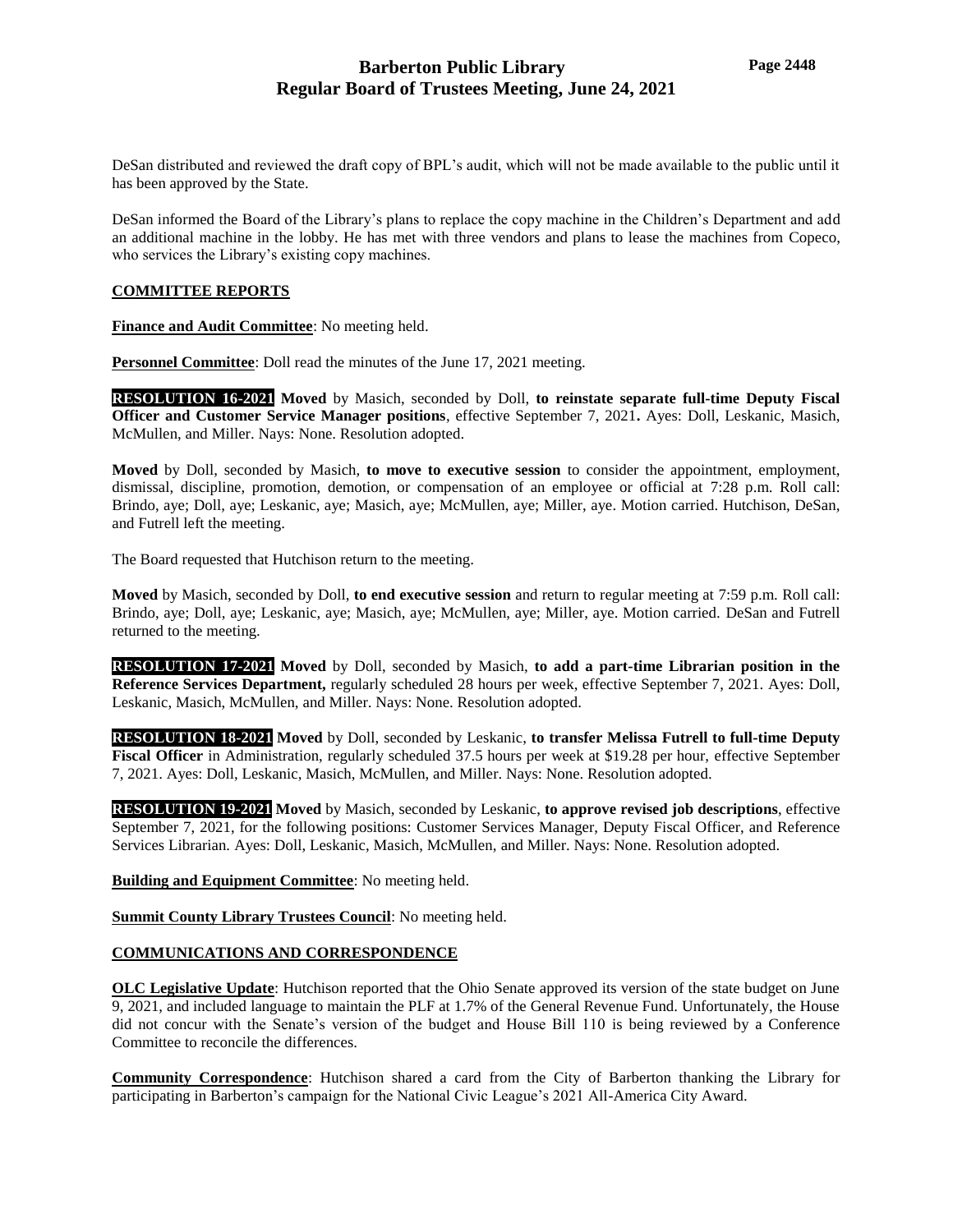DeSan distributed and reviewed the draft copy of BPL's audit, which will not be made available to the public until it has been approved by the State.

DeSan informed the Board of the Library's plans to replace the copy machine in the Children's Department and add an additional machine in the lobby. He has met with three vendors and plans to lease the machines from Copeco, who services the Library's existing copy machines.

## COMMITTEE REPORTS

**Finance and Audit Committee**: No meeting held.

**Personnel Committee**: Doll read the minutes of the June 17, 2021 meeting.

**RESOLUTION 16-2021** **Moved** by Masich, seconded by Doll, **to reinstate separate full-time Deputy Fiscal Officer and Customer Service Manager positions**, effective September 7, 2021**.** Ayes: Doll, Leskanic, Masich, McMullen, and Miller. Nays: None. Resolution adopted.

**Moved** by Doll, seconded by Masich, **to move to executive session** to consider the appointment, employment, dismissal, discipline, promotion, demotion, or compensation of an employee or official at 7:28 p.m. Roll call: Brindo, aye; Doll, aye; Leskanic, aye; Masich, aye; McMullen, aye; Miller, aye. Motion carried. Hutchison, DeSan, and Futrell left the meeting.

The Board requested that Hutchison return to the meeting.

**Moved** by Masich, seconded by Doll, **to end executive session** and return to regular meeting at 7:59 p.m. Roll call: Brindo, aye; Doll, aye; Leskanic, aye; Masich, aye; McMullen, aye; Miller, aye. Motion carried. DeSan and Futrell returned to the meeting.

**RESOLUTION 17-2021** **Moved** by Doll, seconded by Masich, **to add a part-time Librarian position in the Reference Services Department,** regularly scheduled 28 hours per week, effective September 7, 2021. Ayes: Doll, Leskanic, Masich, McMullen, and Miller. Nays: None. Resolution adopted.

**RESOLUTION 18-2021** **Moved** by Doll, seconded by Leskanic, **to transfer Melissa Futrell to full-time Deputy Fiscal Officer** in Administration, regularly scheduled 37.5 hours per week at $19.28 per hour, effective September 7, 2021. Ayes: Doll, Leskanic, Masich, McMullen, and Miller. Nays: None. Resolution adopted.

**RESOLUTION 19-2021** **Moved** by Masich, seconded by Leskanic, **to approve revised job descriptions**, effective September 7, 2021, for the following positions: Customer Services Manager, Deputy Fiscal Officer, and Reference Services Librarian. Ayes: Doll, Leskanic, Masich, McMullen, and Miller. Nays: None. Resolution adopted.

**Building and Equipment Committee**: No meeting held.

**Summit County Library Trustees Council**: No meeting held.

## COMMUNICATIONS AND CORRESPONDENCE

**OLC Legislative Update**: Hutchison reported that the Ohio Senate approved its version of the state budget on June 9, 2021, and included language to maintain the PLF at 1.7% of the General Revenue Fund. Unfortunately, the House did not concur with the Senate's version of the budget and House Bill 110 is being reviewed by a Conference Committee to reconcile the differences.

**Community Correspondence**: Hutchison shared a card from the City of Barberton thanking the Library for participating in Barberton's campaign for the National Civic League's 2021 All-America City Award.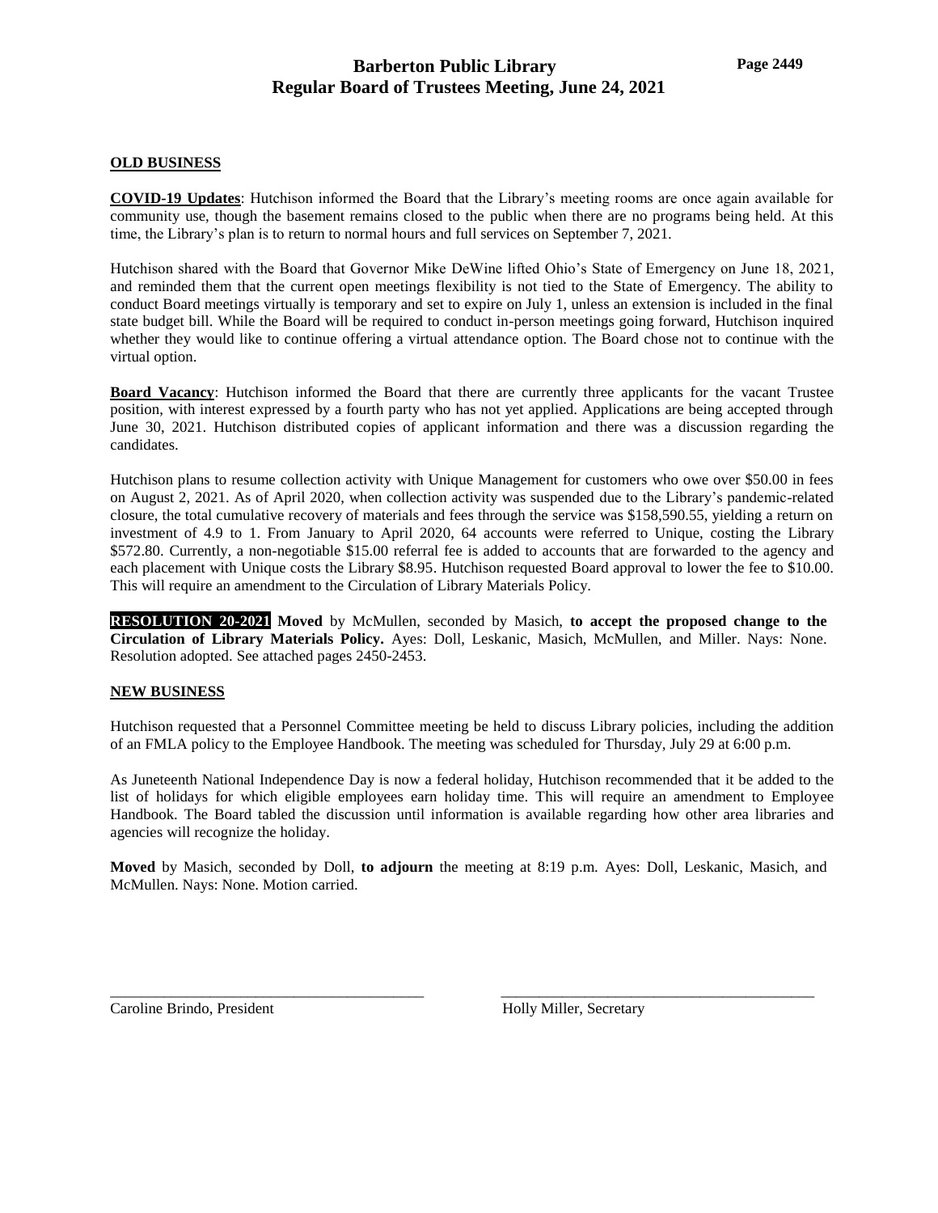## OLD BUSINESS

**COVID-19 Updates**: Hutchison informed the Board that the Library's meeting rooms are once again available for community use, though the basement remains closed to the public when there are no programs being held. At this time, the Library's plan is to return to normal hours and full services on September 7, 2021.

Hutchison shared with the Board that Governor Mike DeWine lifted Ohio's State of Emergency on June 18, 2021, and reminded them that the current open meetings flexibility is not tied to the State of Emergency. The ability to conduct Board meetings virtually is temporary and set to expire on July 1, unless an extension is included in the final state budget bill. While the Board will be required to conduct in-person meetings going forward, Hutchison inquired whether they would like to continue offering a virtual attendance option. The Board chose not to continue with the virtual option.

**Board Vacancy**: Hutchison informed the Board that there are currently three applicants for the vacant Trustee position, with interest expressed by a fourth party who has not yet applied. Applications are being accepted through June 30, 2021. Hutchison distributed copies of applicant information and there was a discussion regarding the candidates.

Hutchison plans to resume collection activity with Unique Management for customers who owe over $50.00 in fees on August 2, 2021. As of April 2020, when collection activity was suspended due to the Library's pandemic-related closure, the total cumulative recovery of materials and fees through the service was $158,590.55, yielding a return on investment of 4.9 to 1. From January to April 2020, 64 accounts were referred to Unique, costing the Library $572.80. Currently, a non-negotiable $15.00 referral fee is added to accounts that are forwarded to the agency and each placement with Unique costs the Library $8.95. Hutchison requested Board approval to lower the fee to $10.00. This will require an amendment to the Circulation of Library Materials Policy.

**RESOLUTION 20-2021** **Moved** by McMullen, seconded by Masich, **to accept the proposed change to the Circulation of Library Materials Policy.** Ayes: Doll, Leskanic, Masich, McMullen, and Miller. Nays: None. Resolution adopted. See attached pages 2450-2453.

## NEW BUSINESS

Hutchison requested that a Personnel Committee meeting be held to discuss Library policies, including the addition of an FMLA policy to the Employee Handbook. The meeting was scheduled for Thursday, July 29 at 6:00 p.m.

As Juneteenth National Independence Day is now a federal holiday, Hutchison recommended that it be added to the list of holidays for which eligible employees earn holiday time. This will require an amendment to Employee Handbook. The Board tabled the discussion until information is available regarding how other area libraries and agencies will recognize the holiday.

**Moved** by Masich, seconded by Doll, **to adjourn** the meeting at 8:19 p.m. Ayes: Doll, Leskanic, Masich, and McMullen. Nays: None. Motion carried.

\_\_\_\_\_\_\_\_\_\_\_\_\_\_\_\_\_\_\_\_\_\_\_\_\_\_\_\_\_\_\_\_\_\_\_\_\_\_\_\_
Caroline Brindo, President

\_\_\_\_\_\_\_\_\_\_\_\_\_\_\_\_\_\_\_\_\_\_\_\_\_\_\_\_\_\_\_\_\_\_\_\_\_\_\_\_
Holly Miller, Secretary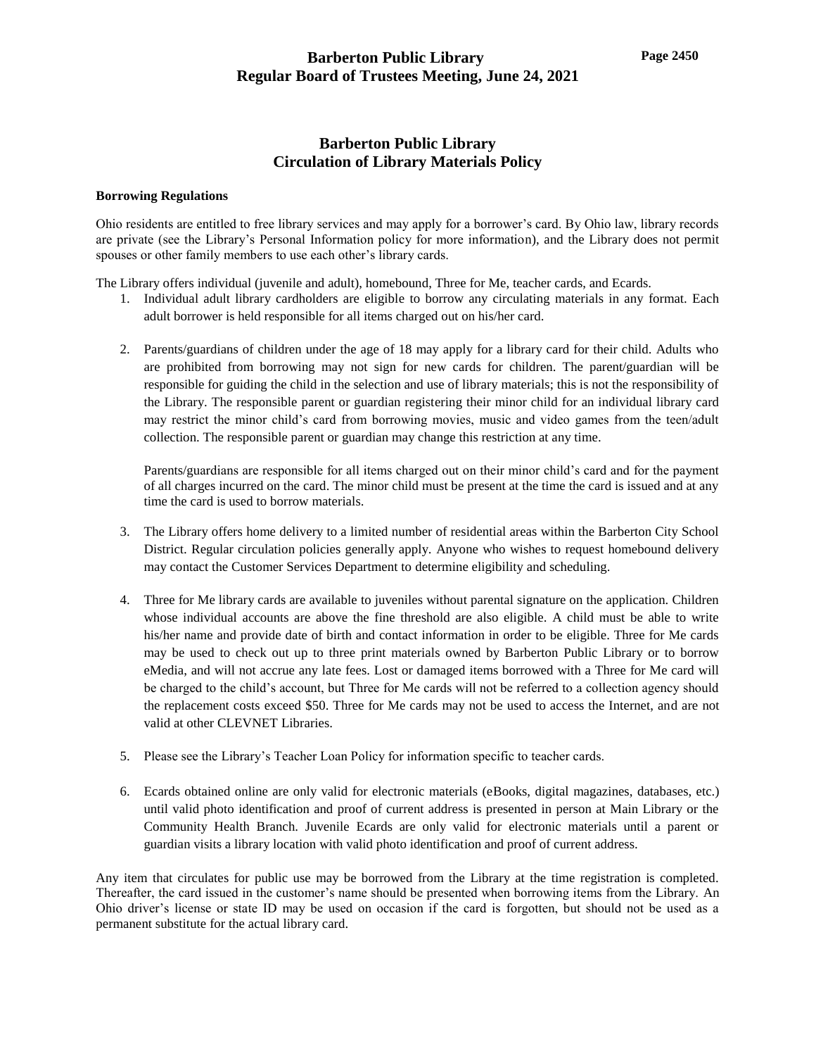# Barberton Public Library
# Circulation of Library Materials Policy

**Borrowing Regulations**

Ohio residents are entitled to free library services and may apply for a borrower's card. By Ohio law, library records are private (see the Library's Personal Information policy for more information), and the Library does not permit spouses or other family members to use each other's library cards.

The Library offers individual (juvenile and adult), homebound, Three for Me, teacher cards, and Ecards.

1. Individual adult library cardholders are eligible to borrow any circulating materials in any format. Each adult borrower is held responsible for all items charged out on his/her card.

2. Parents/guardians of children under the age of 18 may apply for a library card for their child. Adults who are prohibited from borrowing may not sign for new cards for children. The parent/guardian will be responsible for guiding the child in the selection and use of library materials; this is not the responsibility of the Library. The responsible parent or guardian registering their minor child for an individual library card may restrict the minor child's card from borrowing movies, music and video games from the teen/adult collection. The responsible parent or guardian may change this restriction at any time.

   Parents/guardians are responsible for all items charged out on their minor child's card and for the payment of all charges incurred on the card. The minor child must be present at the time the card is issued and at any time the card is used to borrow materials.

3. The Library offers home delivery to a limited number of residential areas within the Barberton City School District. Regular circulation policies generally apply. Anyone who wishes to request homebound delivery may contact the Customer Services Department to determine eligibility and scheduling.

4. Three for Me library cards are available to juveniles without parental signature on the application. Children whose individual accounts are above the fine threshold are also eligible. A child must be able to write his/her name and provide date of birth and contact information in order to be eligible. Three for Me cards may be used to check out up to three print materials owned by Barberton Public Library or to borrow eMedia, and will not accrue any late fees. Lost or damaged items borrowed with a Three for Me card will be charged to the child's account, but Three for Me cards will not be referred to a collection agency should the replacement costs exceed $50. Three for Me cards may not be used to access the Internet, and are not valid at other CLEVNET Libraries.

5. Please see the Library's Teacher Loan Policy for information specific to teacher cards.

6. Ecards obtained online are only valid for electronic materials (eBooks, digital magazines, databases, etc.) until valid photo identification and proof of current address is presented in person at Main Library or the Community Health Branch. Juvenile Ecards are only valid for electronic materials until a parent or guardian visits a library location with valid photo identification and proof of current address.

Any item that circulates for public use may be borrowed from the Library at the time registration is completed. Thereafter, the card issued in the customer's name should be presented when borrowing items from the Library. An Ohio driver's license or state ID may be used on occasion if the card is forgotten, but should not be used as a permanent substitute for the actual library card.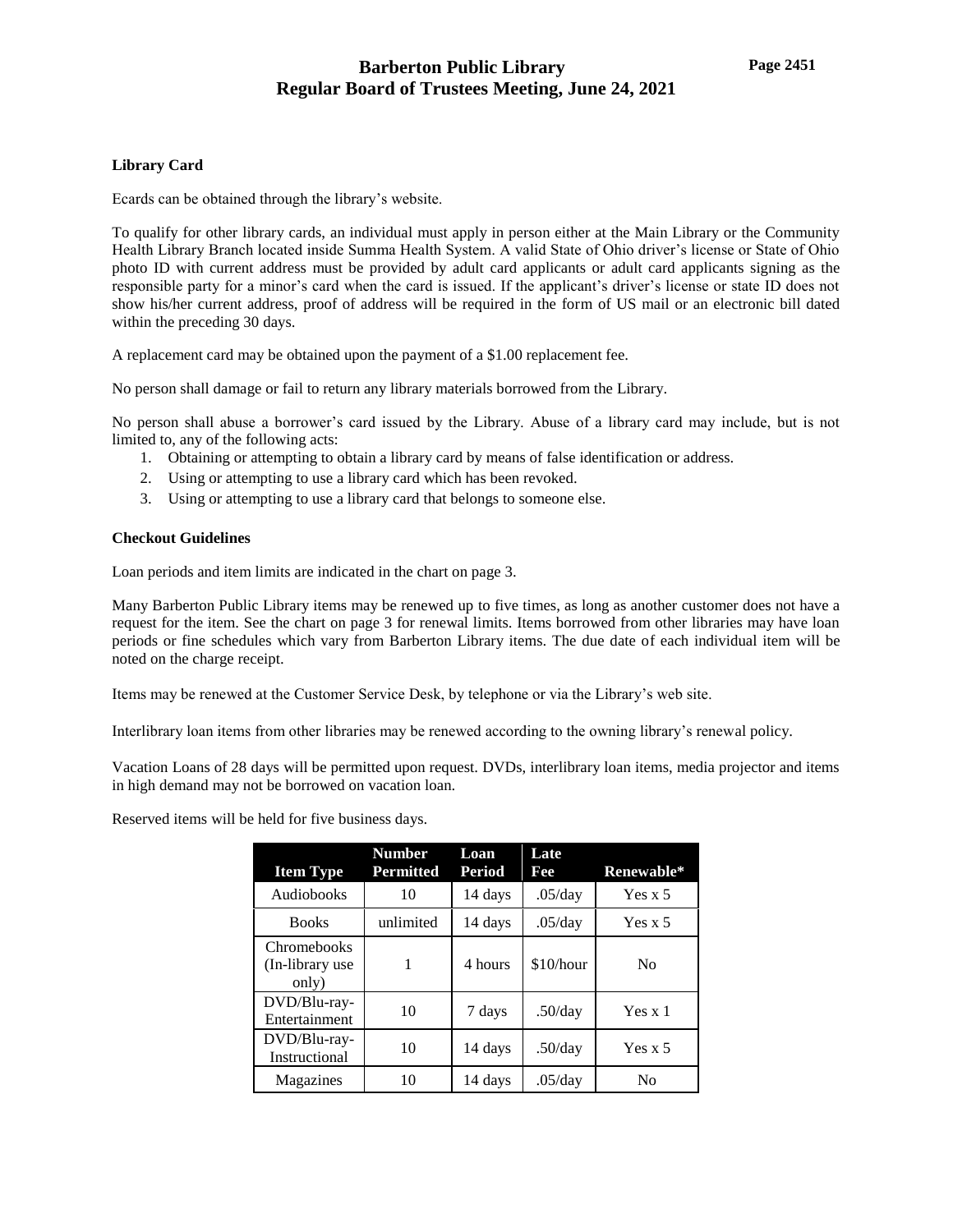**Library Card**

Ecards can be obtained through the library's website.

To qualify for other library cards, an individual must apply in person either at the Main Library or the Community Health Library Branch located inside Summa Health System. A valid State of Ohio driver's license or State of Ohio photo ID with current address must be provided by adult card applicants or adult card applicants signing as the responsible party for a minor's card when the card is issued. If the applicant's driver's license or state ID does not show his/her current address, proof of address will be required in the form of US mail or an electronic bill dated within the preceding 30 days.

A replacement card may be obtained upon the payment of a $1.00 replacement fee.

No person shall damage or fail to return any library materials borrowed from the Library.

No person shall abuse a borrower's card issued by the Library. Abuse of a library card may include, but is not limited to, any of the following acts:

1. Obtaining or attempting to obtain a library card by means of false identification or address.
2. Using or attempting to use a library card which has been revoked.
3. Using or attempting to use a library card that belongs to someone else.

**Checkout Guidelines**

Loan periods and item limits are indicated in the chart on page 3.

Many Barberton Public Library items may be renewed up to five times, as long as another customer does not have a request for the item. See the chart on page 3 for renewal limits. Items borrowed from other libraries may have loan periods or fine schedules which vary from Barberton Library items. The due date of each individual item will be noted on the charge receipt.

Items may be renewed at the Customer Service Desk, by telephone or via the Library's web site.

Interlibrary loan items from other libraries may be renewed according to the owning library's renewal policy.

Vacation Loans of 28 days will be permitted upon request. DVDs, interlibrary loan items, media projector and items in high demand may not be borrowed on vacation loan.

Reserved items will be held for five business days.

| Item Type | Number Permitted | Loan Period | Late Fee | Renewable* |
|---|---|---|---|---|
| Audiobooks | 10 | 14 days | .05/day | Yes x 5 |
| Books | unlimited | 14 days | .05/day | Yes x 5 |
| Chromebooks (In-library use only) | 1 | 4 hours | $10/hour | No |
| DVD/Blu-ray-Entertainment | 10 | 7 days | .50/day | Yes x 1 |
| DVD/Blu-ray-Instructional | 10 | 14 days | .50/day | Yes x 5 |
| Magazines | 10 | 14 days | .05/day | No |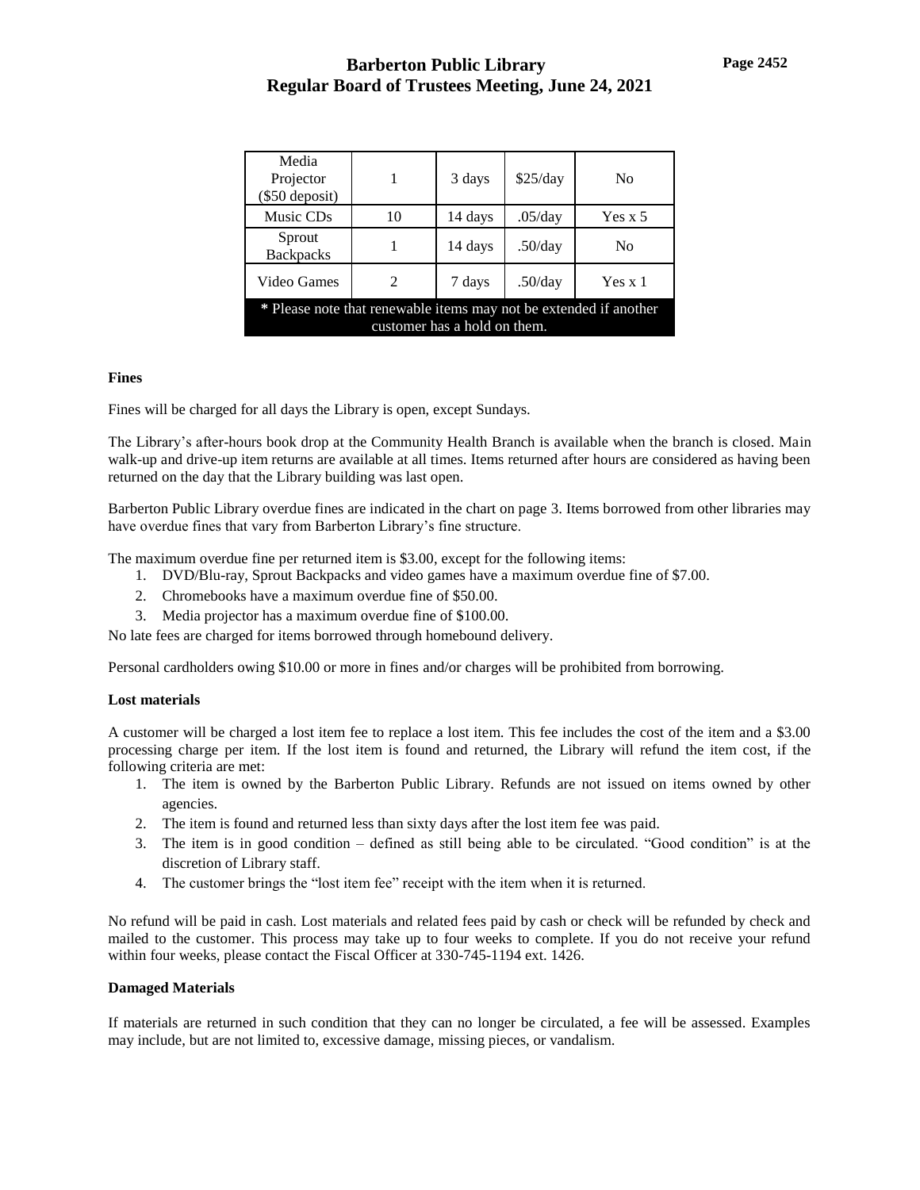| Media Projector ($50 deposit) | 1 | 3 days | $25/day | No |
|---|---|---|---|---|
| Music CDs | 10 | 14 days | .05/day | Yes x 5 |
| Sprout Backpacks | 1 | 14 days | .50/day | No |
| Video Games | 2 | 7 days | .50/day | Yes x 1 |
| * Please note that renewable items may not be extended if another customer has a hold on them. | | | | |

**Fines**

Fines will be charged for all days the Library is open, except Sundays.

The Library's after-hours book drop at the Community Health Branch is available when the branch is closed. Main walk-up and drive-up item returns are available at all times. Items returned after hours are considered as having been returned on the day that the Library building was last open.

Barberton Public Library overdue fines are indicated in the chart on page 3. Items borrowed from other libraries may have overdue fines that vary from Barberton Library's fine structure.

The maximum overdue fine per returned item is $3.00, except for the following items:

1. DVD/Blu-ray, Sprout Backpacks and video games have a maximum overdue fine of $7.00.
2. Chromebooks have a maximum overdue fine of $50.00.
3. Media projector has a maximum overdue fine of $100.00.

No late fees are charged for items borrowed through homebound delivery.

Personal cardholders owing $10.00 or more in fines and/or charges will be prohibited from borrowing.

**Lost materials**

A customer will be charged a lost item fee to replace a lost item. This fee includes the cost of the item and a $3.00 processing charge per item. If the lost item is found and returned, the Library will refund the item cost, if the following criteria are met:

1. The item is owned by the Barberton Public Library. Refunds are not issued on items owned by other agencies.
2. The item is found and returned less than sixty days after the lost item fee was paid.
3. The item is in good condition – defined as still being able to be circulated. "Good condition" is at the discretion of Library staff.
4. The customer brings the "lost item fee" receipt with the item when it is returned.

No refund will be paid in cash. Lost materials and related fees paid by cash or check will be refunded by check and mailed to the customer. This process may take up to four weeks to complete. If you do not receive your refund within four weeks, please contact the Fiscal Officer at 330-745-1194 ext. 1426.

**Damaged Materials**

If materials are returned in such condition that they can no longer be circulated, a fee will be assessed. Examples may include, but are not limited to, excessive damage, missing pieces, or vandalism.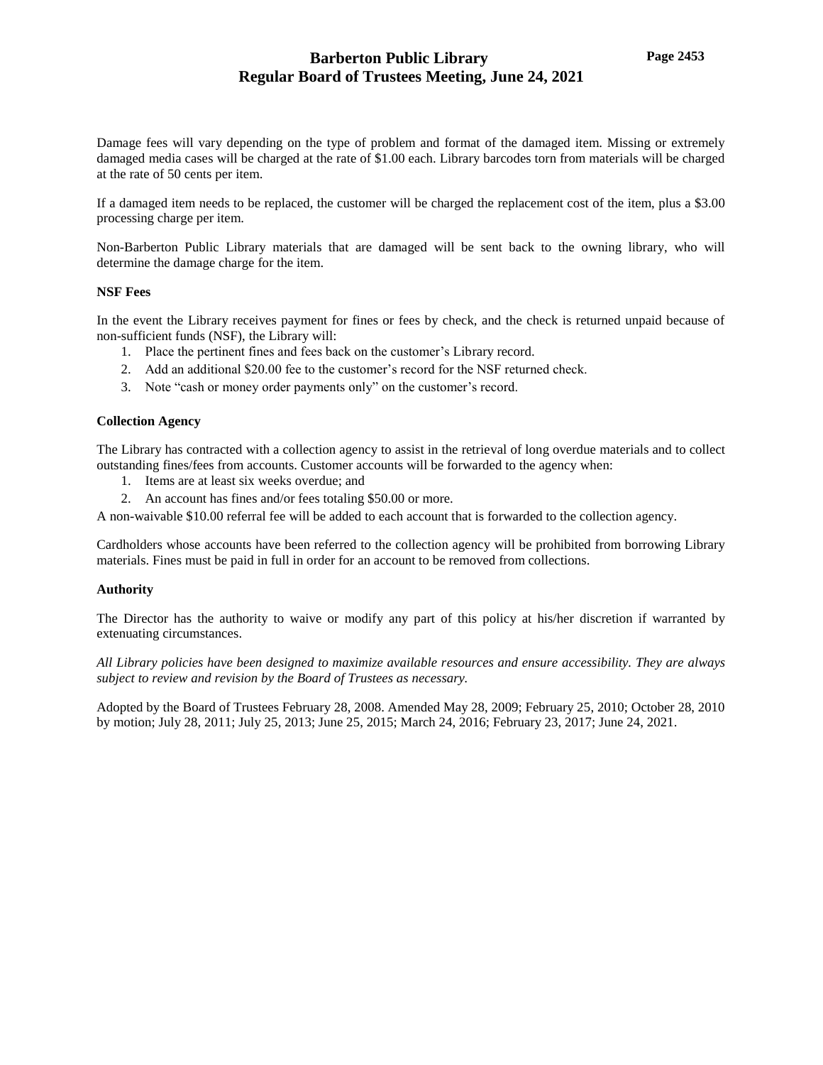Damage fees will vary depending on the type of problem and format of the damaged item. Missing or extremely damaged media cases will be charged at the rate of $1.00 each. Library barcodes torn from materials will be charged at the rate of 50 cents per item.

If a damaged item needs to be replaced, the customer will be charged the replacement cost of the item, plus a $3.00 processing charge per item.

Non-Barberton Public Library materials that are damaged will be sent back to the owning library, who will determine the damage charge for the item.

**NSF Fees**

In the event the Library receives payment for fines or fees by check, and the check is returned unpaid because of non-sufficient funds (NSF), the Library will:

1. Place the pertinent fines and fees back on the customer's Library record.
2. Add an additional $20.00 fee to the customer's record for the NSF returned check.
3. Note "cash or money order payments only" on the customer's record.

**Collection Agency**

The Library has contracted with a collection agency to assist in the retrieval of long overdue materials and to collect outstanding fines/fees from accounts. Customer accounts will be forwarded to the agency when:

1. Items are at least six weeks overdue; and
2. An account has fines and/or fees totaling $50.00 or more.

A non-waivable $10.00 referral fee will be added to each account that is forwarded to the collection agency.

Cardholders whose accounts have been referred to the collection agency will be prohibited from borrowing Library materials. Fines must be paid in full in order for an account to be removed from collections.

**Authority**

The Director has the authority to waive or modify any part of this policy at his/her discretion if warranted by extenuating circumstances.

*All Library policies have been designed to maximize available resources and ensure accessibility. They are always subject to review and revision by the Board of Trustees as necessary.*

Adopted by the Board of Trustees February 28, 2008. Amended May 28, 2009; February 25, 2010; October 28, 2010 by motion; July 28, 2011; July 25, 2013; June 25, 2015; March 24, 2016; February 23, 2017; June 24, 2021.